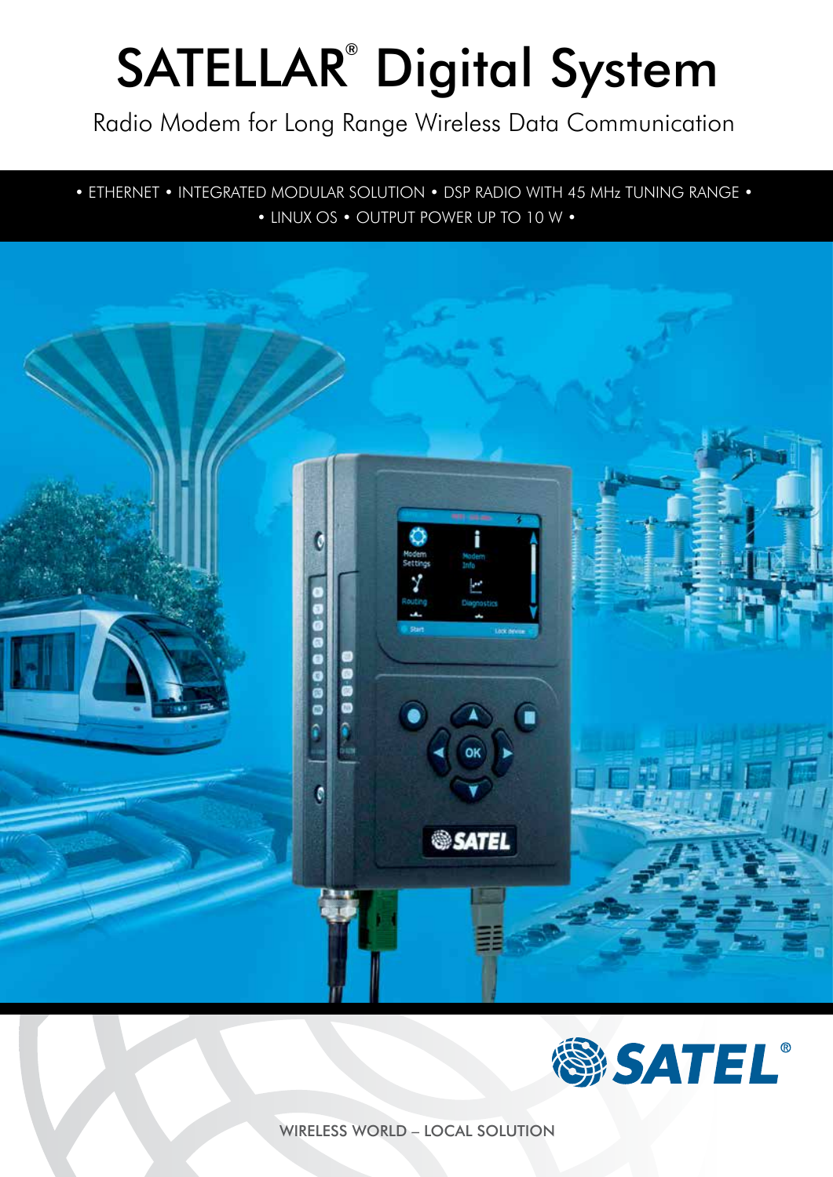# SATELLAR® Digital System

Radio Modem for Long Range Wireless Data Communication

• ETHERNET • INTEGRATED MODULAR SOLUTION • DSP RADIO WITH 45 MHz TUNING RANGE •
• LINUX OS • OUTPUT POWER UP TO 10 W •

SATEL®

WIRELESS WORLD – LOCAL SOLUTION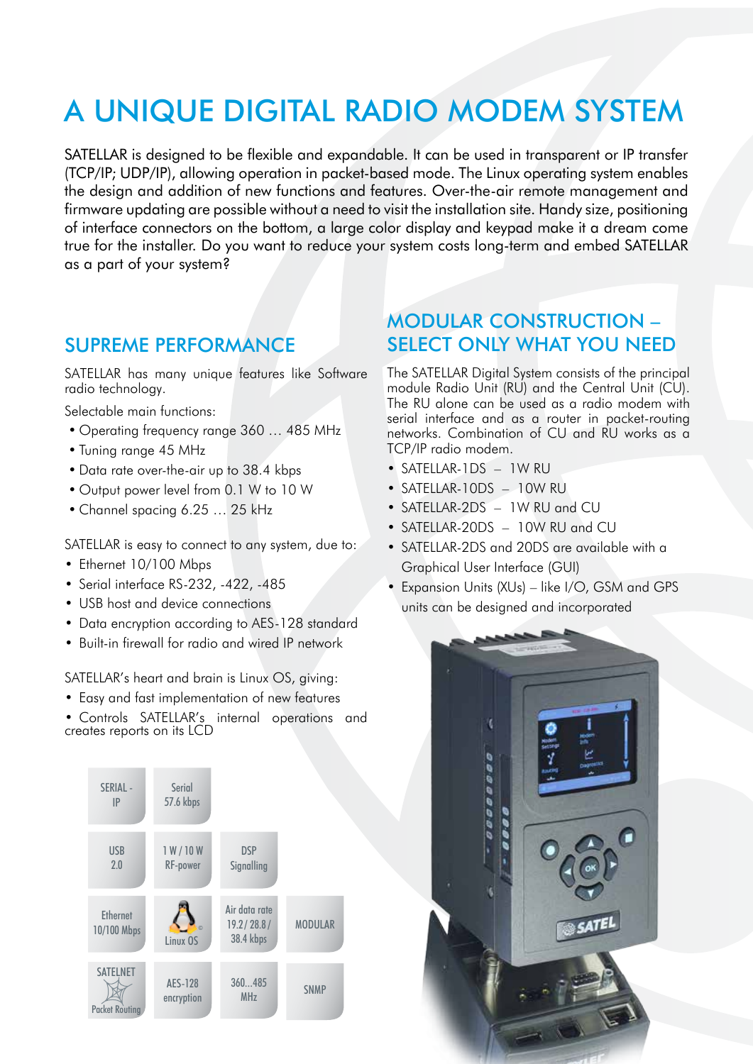# A UNIQUE DIGITAL RADIO MODEM SYSTEM

SATELLAR is designed to be flexible and expandable. It can be used in transparent or IP transfer (TCP/IP; UDP/IP), allowing operation in packet-based mode. The Linux operating system enables the design and addition of new functions and features. Over-the-air remote management and firmware updating are possible without a need to visit the installation site. Handy size, positioning of interface connectors on the bottom, a large color display and keypad make it a dream come true for the installer. Do you want to reduce your system costs long-term and embed SATELLAR as a part of your system?

## SUPREME PERFORMANCE

SATELLAR has many unique features like Software radio technology.

Selectable main functions:

- Operating frequency range 360 … 485 MHz
- Tuning range 45 MHz
- Data rate over-the-air up to 38.4 kbps
- Output power level from 0.1 W to 10 W
- Channel spacing 6.25 … 25 kHz

SATELLAR is easy to connect to any system, due to:

- Ethernet 10/100 Mbps
- Serial interface RS-232, -422, -485
- USB host and device connections
- Data encryption according to AES-128 standard
- Built-in firewall for radio and wired IP network

SATELLAR's heart and brain is Linux OS, giving:

- Easy and fast implementation of new features
- Controls SATELLAR's internal operations and creates reports on its LCD

| | | | |
|---|---|---|---|
| SERIAL - IP | Serial 57.6 kbps | | |
| USB 2.0 | 1 W / 10 W RF-power | DSP Signalling | |
| Ethernet 10/100 Mbps | Linux OS | Air data rate 19.2 / 28.8 / 38.4 kbps | MODULAR |
| SATELNET Packet Routing | AES-128 encryption | 360...485 MHz | SNMP |

## MODULAR CONSTRUCTION – SELECT ONLY WHAT YOU NEED

The SATELLAR Digital System consists of the principal module Radio Unit (RU) and the Central Unit (CU). The RU alone can be used as a radio modem with serial interface and as a router in packet-routing networks. Combination of CU and RU works as a TCP/IP radio modem.

- SATELLAR-1DS – 1W RU
- SATELLAR-10DS – 10W RU
- SATELLAR-2DS – 1W RU and CU
- SATELLAR-20DS – 10W RU and CU
- SATELLAR-2DS and 20DS are available with a Graphical User Interface (GUI)
- Expansion Units (XUs) – like I/O, GSM and GPS units can be designed and incorporated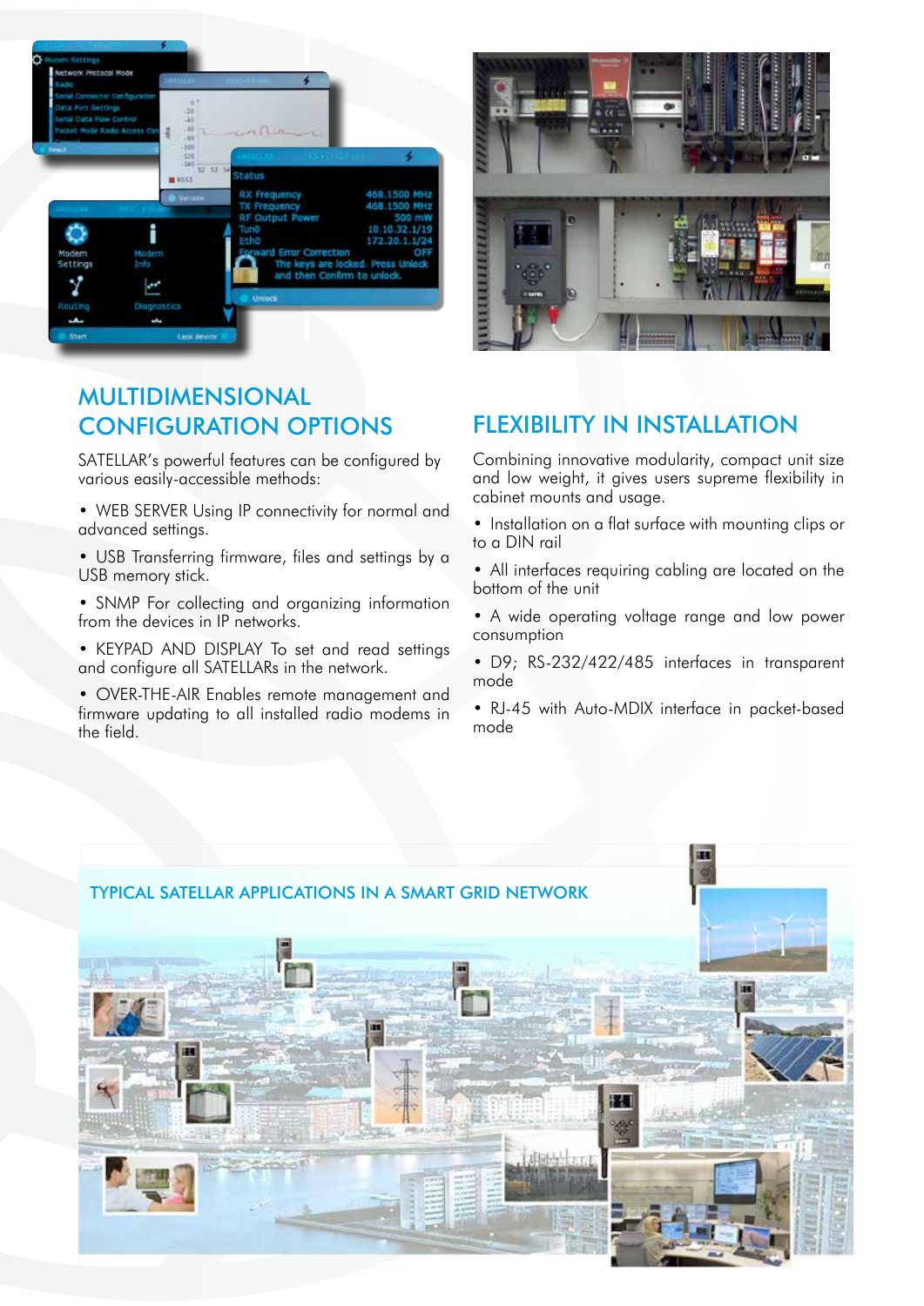## MULTIDIMENSIONAL CONFIGURATION OPTIONS

SATELLAR's powerful features can be configured by various easily-accessible methods:

- WEB SERVER Using IP connectivity for normal and advanced settings.
- USB Transferring firmware, files and settings by a USB memory stick.
- SNMP For collecting and organizing information from the devices in IP networks.
- KEYPAD AND DISPLAY To set and read settings and configure all SATELLARs in the network.
- OVER-THE-AIR Enables remote management and firmware updating to all installed radio modems in the field.

## FLEXIBILITY IN INSTALLATION

Combining innovative modularity, compact unit size and low weight, it gives users supreme flexibility in cabinet mounts and usage.

- Installation on a flat surface with mounting clips or to a DIN rail
- All interfaces requiring cabling are located on the bottom of the unit
- A wide operating voltage range and low power consumption
- D9; RS-232/422/485 interfaces in transparent mode
- RJ-45 with Auto-MDIX interface in packet-based mode

### TYPICAL SATELLAR APPLICATIONS IN A SMART GRID NETWORK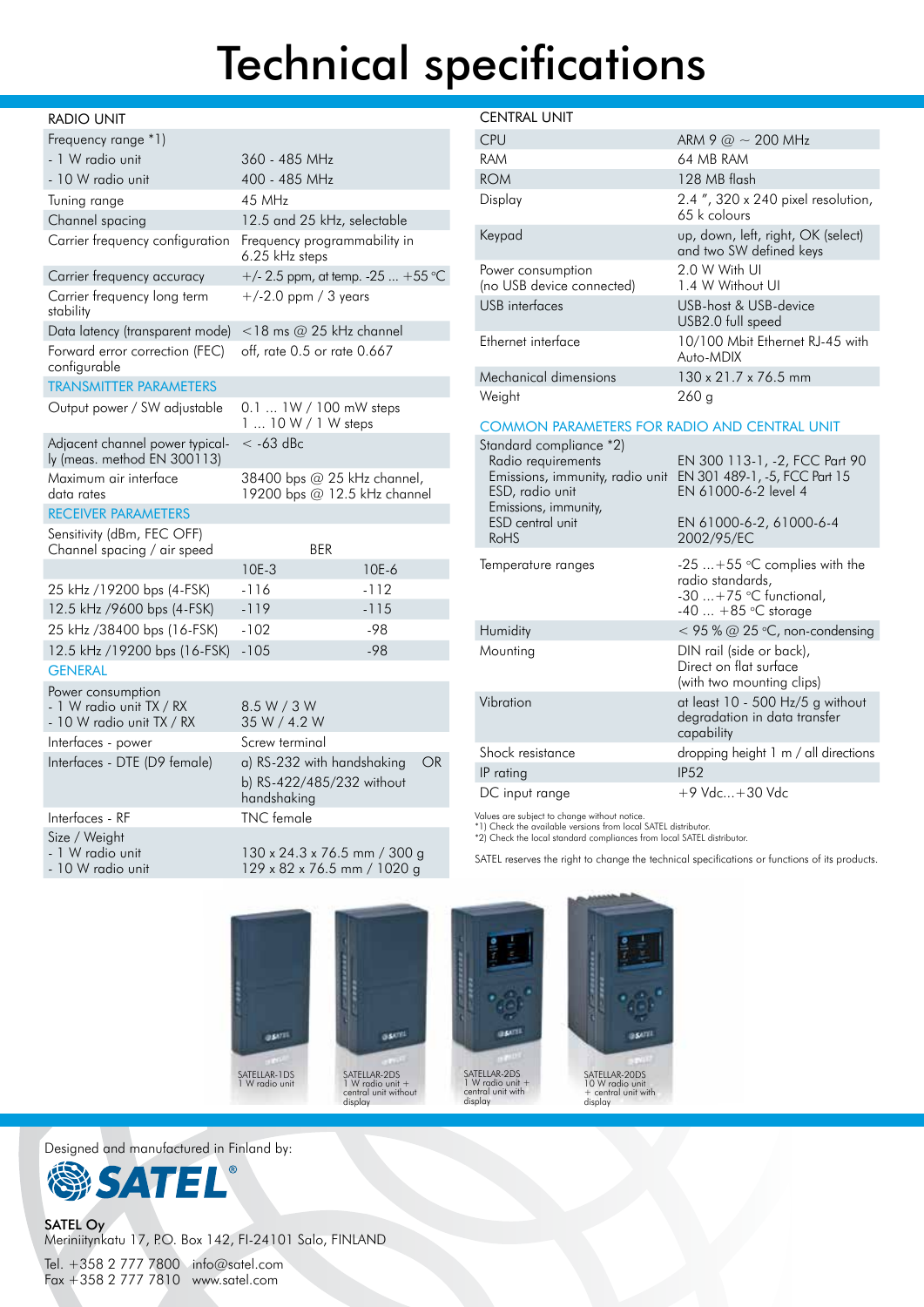# Technical specifications

## RADIO UNIT

| | | |
|---|---|---|
| Frequency range *1) | | |
| - 1 W radio unit | 360 - 485 MHz | |
| - 10 W radio unit | 400 - 485 MHz | |
| Tuning range | 45 MHz | |
| Channel spacing | 12.5 and 25 kHz, selectable | |
| Carrier frequency configuration | Frequency programmability in 6.25 kHz steps | |
| Carrier frequency accuracy | +/- 2.5 ppm, at temp. -25 ... +55 °C | |
| Carrier frequency long term stability | +/-2.0 ppm / 3 years | |
| Data latency (transparent mode) | <18 ms @ 25 kHz channel | |
| Forward error correction (FEC) configurable | off, rate 0.5 or rate 0.667 | |
| **TRANSMITTER PARAMETERS** | | |
| Output power / SW adjustable | 0.1 ... 1W / 100 mW steps<br>1 ... 10 W / 1 W steps | |
| Adjacent channel power typically (meas. method EN 300113) | < -63 dBc | |
| Maximum air interface data rates | 38400 bps @ 25 kHz channel,<br>19200 bps @ 12.5 kHz channel | |
| **RECEIVER PARAMETERS** | | |
| Sensitivity (dBm, FEC OFF)<br>Channel spacing / air speed | BER | |
| | 10E-3 | 10E-6 |
| 25 kHz /19200 bps (4-FSK) | -116 | -112 |
| 12.5 kHz /9600 bps (4-FSK) | -119 | -115 |
| 25 kHz /38400 bps (16-FSK) | -102 | -98 |
| 12.5 kHz /19200 bps (16-FSK) | -105 | -98 |
| **GENERAL** | | |
| Power consumption<br>- 1 W radio unit TX / RX<br>- 10 W radio unit TX / RX | <br>8.5 W / 3 W<br>35 W / 4.2 W | |
| Interfaces - power | Screw terminal | |
| Interfaces - DTE (D9 female) | a) RS-232 with handshaking OR<br>b) RS-422/485/232 without handshaking | |
| Interfaces - RF | TNC female | |
| Size / Weight<br>- 1 W radio unit<br>- 10 W radio unit | <br>130 x 24.3 x 76.5 mm / 300 g<br>129 x 82 x 76.5 mm / 1020 g | |

## CENTRAL UNIT

| | |
|---|---|
| CPU | ARM 9 @ ~ 200 MHz |
| RAM | 64 MB RAM |
| ROM | 128 MB flash |
| Display | 2.4 ", 320 x 240 pixel resolution, 65 k colours |
| Keypad | up, down, left, right, OK (select) and two SW defined keys |
| Power consumption (no USB device connected) | 2.0 W With UI<br>1.4 W Without UI |
| USB interfaces | USB-host & USB-device<br>USB2.0 full speed |
| Ethernet interface | 10/100 Mbit Ethernet RJ-45 with Auto-MDIX |
| Mechanical dimensions | 130 x 21.7 x 76.5 mm |
| Weight | 260 g |

## COMMON PARAMETERS FOR RADIO AND CENTRAL UNIT

| | |
|---|---|
| Standard compliance *2)<br>Radio requirements<br>Emissions, immunity, radio unit<br>ESD, radio unit<br>Emissions, immunity,<br>ESD central unit<br>RoHS | <br>EN 300 113-1, -2, FCC Part 90<br>EN 301 489-1, -5, FCC Part 15<br>EN 61000-6-2 level 4<br><br>EN 61000-6-2, 61000-6-4<br>2002/95/EC |
| Temperature ranges | -25 ...+55 °C complies with the radio standards,<br>-30 ...+75 °C functional,<br>-40 ... +85 °C storage |
| Humidity | < 95 % @ 25 °C, non-condensing |
| Mounting | DIN rail (side or back),<br>Direct on flat surface<br>(with two mounting clips) |
| Vibration | at least 10 - 500 Hz/5 g without degradation in data transfer capability |
| Shock resistance | dropping height 1 m / all directions |
| IP rating | IP52 |
| DC input range | +9 Vdc...+30 Vdc |

Values are subject to change without notice.
*1) Check the available versions from local SATEL distributor.
*2) Check the local standard compliances from local SATEL distributor.

SATEL reserves the right to change the technical specifications or functions of its products.

SATELLAR-1DS
1 W radio unit

SATELLAR-2DS
1 W radio unit + central unit without display

SATELLAR-2DS
1 W radio unit + central unit with display

SATELLAR-20DS
10 W radio unit + central unit with display

Designed and manufactured in Finland by:

SATEL

SATEL Oy
Meriniitynkatu 17, P.O. Box 142, FI-24101 Salo, FINLAND

Tel. +358 2 777 7800 info@satel.com
Fax +358 2 777 7810 www.satel.com